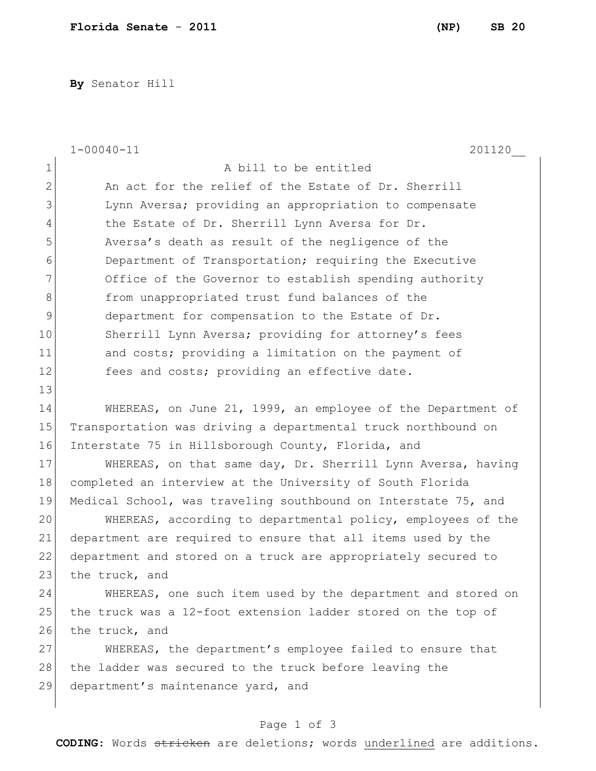**Florida Senate - 2011** **(NP) SB 20**

**By** Senator Hill

1-00040-11 201120__

A bill to be entitled

An act for the relief of the Estate of Dr. Sherrill Lynn Aversa; providing an appropriation to compensate the Estate of Dr. Sherrill Lynn Aversa for Dr. Aversa's death as result of the negligence of the Department of Transportation; requiring the Executive Office of the Governor to establish spending authority from unappropriated trust fund balances of the department for compensation to the Estate of Dr. Sherrill Lynn Aversa; providing for attorney's fees and costs; providing a limitation on the payment of fees and costs; providing an effective date.

WHEREAS, on June 21, 1999, an employee of the Department of Transportation was driving a departmental truck northbound on Interstate 75 in Hillsborough County, Florida, and

WHEREAS, on that same day, Dr. Sherrill Lynn Aversa, having completed an interview at the University of South Florida Medical School, was traveling southbound on Interstate 75, and

WHEREAS, according to departmental policy, employees of the department are required to ensure that all items used by the department and stored on a truck are appropriately secured to the truck, and

WHEREAS, one such item used by the department and stored on the truck was a 12-foot extension ladder stored on the top of the truck, and

WHEREAS, the department's employee failed to ensure that the ladder was secured to the truck before leaving the department's maintenance yard, and

**CODING:** Words ~~stricken~~ are deletions; words underlined are additions.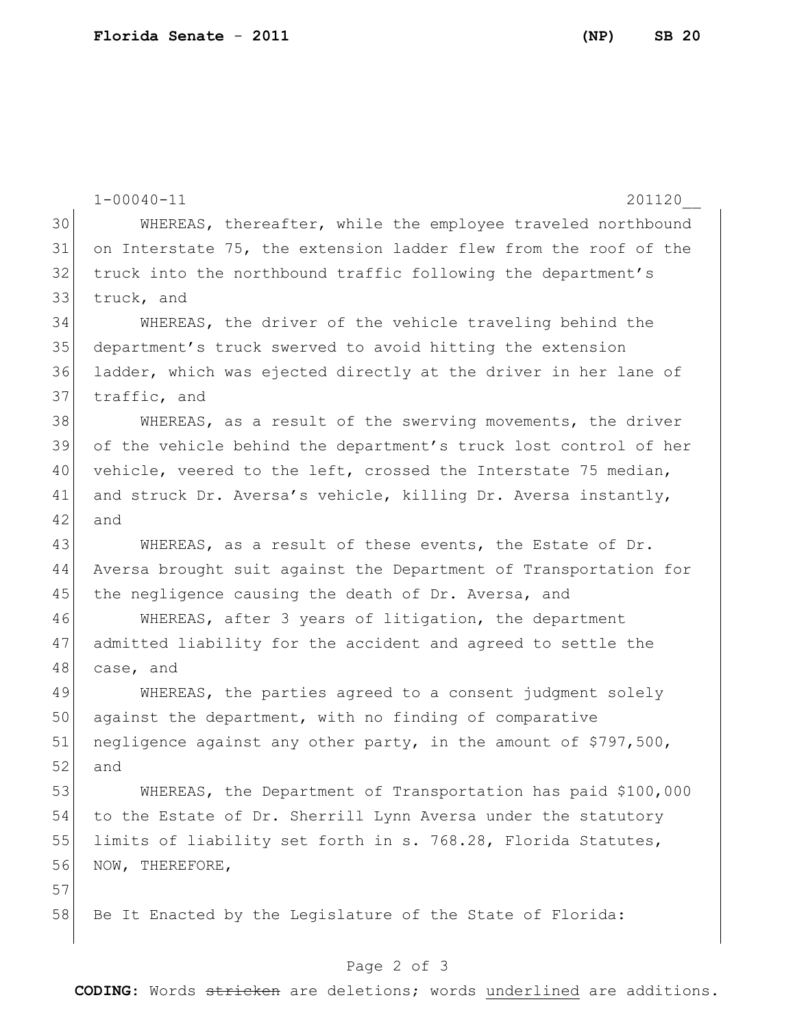WHEREAS, thereafter, while the employee traveled northbound on Interstate 75, the extension ladder flew from the roof of the truck into the northbound traffic following the department's truck, and

WHEREAS, the driver of the vehicle traveling behind the department's truck swerved to avoid hitting the extension ladder, which was ejected directly at the driver in her lane of traffic, and

WHEREAS, as a result of the swerving movements, the driver of the vehicle behind the department's truck lost control of her vehicle, veered to the left, crossed the Interstate 75 median, and struck Dr. Aversa's vehicle, killing Dr. Aversa instantly, and

WHEREAS, as a result of these events, the Estate of Dr. Aversa brought suit against the Department of Transportation for the negligence causing the death of Dr. Aversa, and

WHEREAS, after 3 years of litigation, the department admitted liability for the accident and agreed to settle the case, and

WHEREAS, the parties agreed to a consent judgment solely against the department, with no finding of comparative negligence against any other party, in the amount of $797,500, and

WHEREAS, the Department of Transportation has paid $100,000 to the Estate of Dr. Sherrill Lynn Aversa under the statutory limits of liability set forth in s. 768.28, Florida Statutes, NOW, THEREFORE,

Be It Enacted by the Legislature of the State of Florida: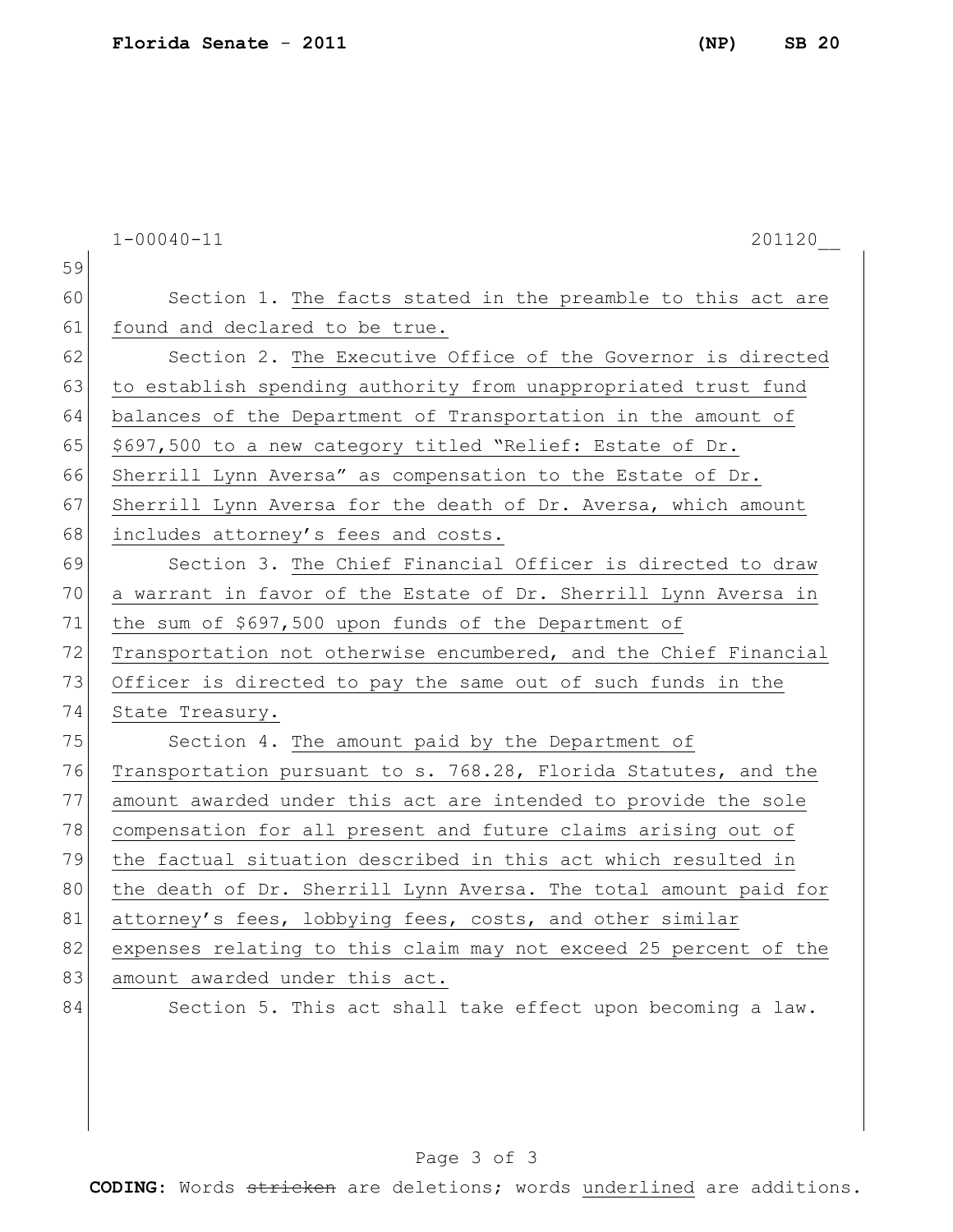Section 1. The facts stated in the preamble to this act are found and declared to be true.

Section 2. The Executive Office of the Governor is directed to establish spending authority from unappropriated trust fund balances of the Department of Transportation in the amount of $697,500 to a new category titled "Relief: Estate of Dr. Sherrill Lynn Aversa" as compensation to the Estate of Dr. Sherrill Lynn Aversa for the death of Dr. Aversa, which amount includes attorney's fees and costs.

Section 3. The Chief Financial Officer is directed to draw a warrant in favor of the Estate of Dr. Sherrill Lynn Aversa in the sum of $697,500 upon funds of the Department of Transportation not otherwise encumbered, and the Chief Financial Officer is directed to pay the same out of such funds in the State Treasury.

Section 4. The amount paid by the Department of Transportation pursuant to s. 768.28, Florida Statutes, and the amount awarded under this act are intended to provide the sole compensation for all present and future claims arising out of the factual situation described in this act which resulted in the death of Dr. Sherrill Lynn Aversa. The total amount paid for attorney's fees, lobbying fees, costs, and other similar expenses relating to this claim may not exceed 25 percent of the amount awarded under this act.

Section 5. This act shall take effect upon becoming a law.